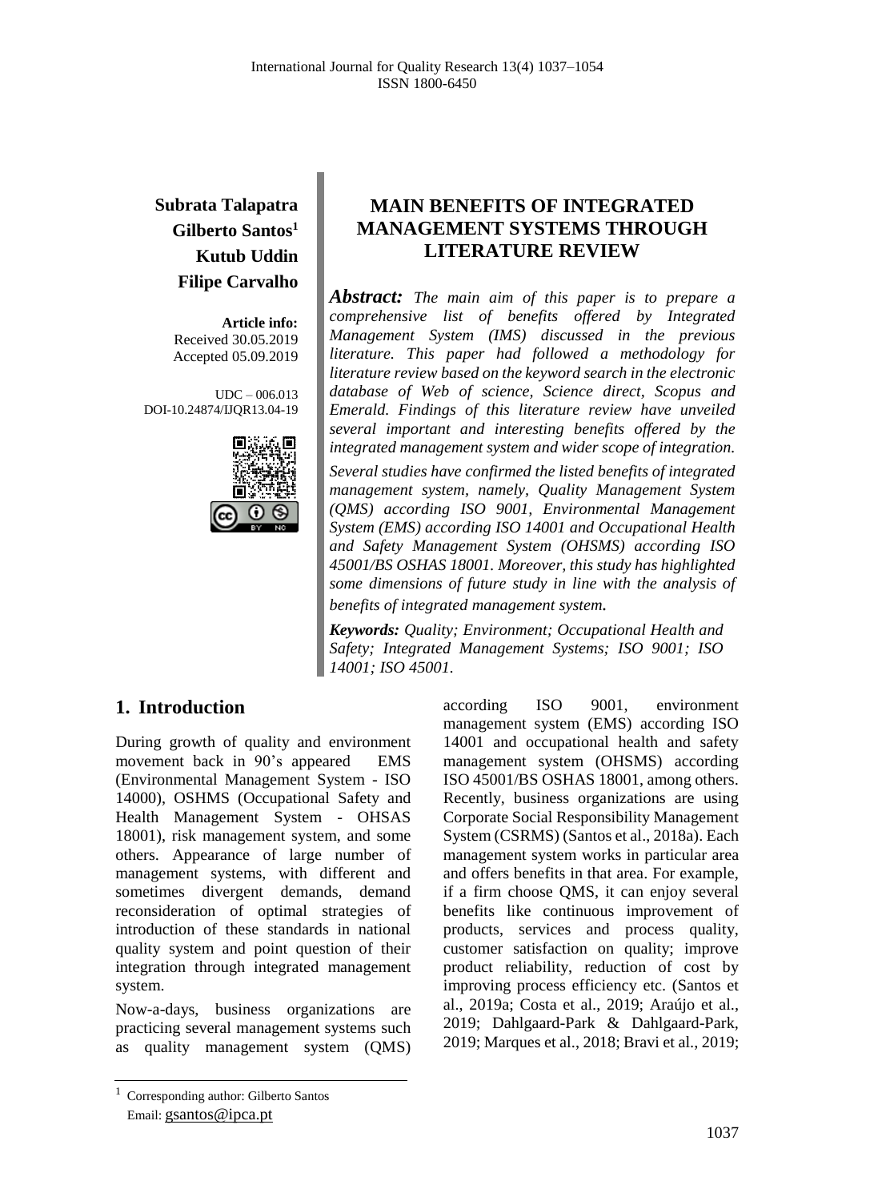**Subrata Talapatra**
**Gilberto Santos[1]**
**Kutub Uddin**
**Filipe Carvalho**

**Article info:**
Received 30.05.2019
Accepted 05.09.2019

UDC – 006.013
DOI-10.24874/IJQR13.04-19

# MAIN BENEFITS OF INTEGRATED MANAGEMENT SYSTEMS THROUGH LITERATURE REVIEW

***Abstract:*** *The main aim of this paper is to prepare a comprehensive list of benefits offered by Integrated Management System (IMS) discussed in the previous literature. This paper had followed a methodology for literature review based on the keyword search in the electronic database of Web of science, Science direct, Scopus and Emerald. Findings of this literature review have unveiled several important and interesting benefits offered by the integrated management system and wider scope of integration.*

*Several studies have confirmed the listed benefits of integrated management system, namely, Quality Management System (QMS) according ISO 9001, Environmental Management System (EMS) according ISO 14001 and Occupational Health and Safety Management System (OHSMS) according ISO 45001/BS OSHAS 18001. Moreover, this study has highlighted some dimensions of future study in line with the analysis of benefits of integrated management system.*

***Keywords:*** *Quality; Environment; Occupational Health and Safety; Integrated Management Systems; ISO 9001; ISO 14001; ISO 45001.*

## 1. Introduction

During growth of quality and environment movement back in 90's appeared EMS (Environmental Management System - ISO 14000), OSHMS (Occupational Safety and Health Management System - OHSAS 18001), risk management system, and some others. Appearance of large number of management systems, with different and sometimes divergent demands, demand reconsideration of optimal strategies of introduction of these standards in national quality system and point question of their integration through integrated management system.

Now-a-days, business organizations are practicing several management systems such as quality management system (QMS) according ISO 9001, environment management system (EMS) according ISO 14001 and occupational health and safety management system (OHSMS) according ISO 45001/BS OSHAS 18001, among others. Recently, business organizations are using Corporate Social Responsibility Management System (CSRMS) (Santos et al., 2018a). Each management system works in particular area and offers benefits in that area. For example, if a firm choose QMS, it can enjoy several benefits like continuous improvement of products, services and process quality, customer satisfaction on quality; improve product reliability, reduction of cost by improving process efficiency etc. (Santos et al., 2019a; Costa et al., 2019; Araújo et al., 2019; Dahlgaard-Park & Dahlgaard-Park, 2019; Marques et al., 2018; Bravi et al., 2019;

[1] Corresponding author: Gilberto Santos
Email: gsantos@ipca.pt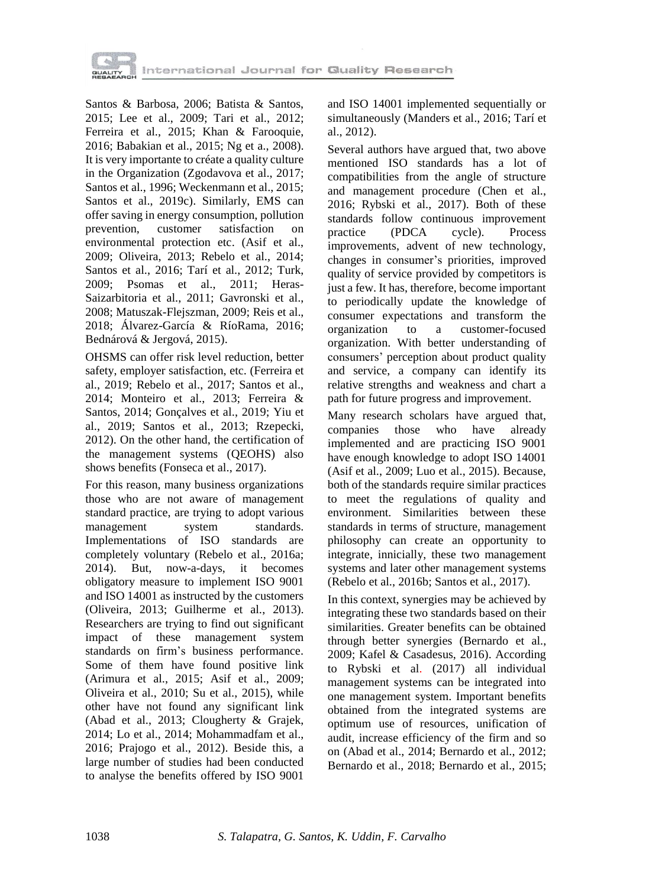Santos & Barbosa, 2006; Batista & Santos, 2015; Lee et al., 2009; Tari et al., 2012; Ferreira et al., 2015; Khan & Farooquie, 2016; Babakian et al., 2015; Ng et a., 2008). It is very importante to créate a quality culture in the Organization (Zgodavova et al., 2017; Santos et al., 1996; Weckenmann et al., 2015; Santos et al., 2019c). Similarly, EMS can offer saving in energy consumption, pollution prevention, customer satisfaction on environmental protection etc. (Asif et al., 2009; Oliveira, 2013; Rebelo et al., 2014; Santos et al., 2016; Tarí et al., 2012; Turk, 2009; Psomas et al., 2011; Heras-Saizarbitoria et al., 2011; Gavronski et al., 2008; Matuszak-Flejszman, 2009; Reis et al., 2018; Álvarez-García & RíoRama, 2016; Bednárová & Jergová, 2015).

OHSMS can offer risk level reduction, better safety, employer satisfaction, etc. (Ferreira et al., 2019; Rebelo et al., 2017; Santos et al., 2014; Monteiro et al., 2013; Ferreira & Santos, 2014; Gonçalves et al., 2019; Yiu et al., 2019; Santos et al., 2013; Rzepecki, 2012). On the other hand, the certification of the management systems (QEOHS) also shows benefits (Fonseca et al., 2017).

For this reason, many business organizations those who are not aware of management standard practice, are trying to adopt various management system standards. Implementations of ISO standards are completely voluntary (Rebelo et al., 2016a; 2014). But, now-a-days, it becomes obligatory measure to implement ISO 9001 and ISO 14001 as instructed by the customers (Oliveira, 2013; Guilherme et al., 2013). Researchers are trying to find out significant impact of these management system standards on firm's business performance. Some of them have found positive link (Arimura et al., 2015; Asif et al., 2009; Oliveira et al., 2010; Su et al., 2015), while other have not found any significant link (Abad et al., 2013; Clougherty & Grajek, 2014; Lo et al., 2014; Mohammadfam et al., 2016; Prajogo et al., 2012). Beside this, a large number of studies had been conducted to analyse the benefits offered by ISO 9001 and ISO 14001 implemented sequentially or simultaneously (Manders et al., 2016; Tarí et al., 2012).

Several authors have argued that, two above mentioned ISO standards has a lot of compatibilities from the angle of structure and management procedure (Chen et al., 2016; Rybski et al., 2017). Both of these standards follow continuous improvement practice (PDCA cycle). Process improvements, advent of new technology, changes in consumer's priorities, improved quality of service provided by competitors is just a few. It has, therefore, become important to periodically update the knowledge of consumer expectations and transform the organization to a customer-focused organization. With better understanding of consumers' perception about product quality and service, a company can identify its relative strengths and weakness and chart a path for future progress and improvement.

Many research scholars have argued that, companies those who have already implemented and are practicing ISO 9001 have enough knowledge to adopt ISO 14001 (Asif et al., 2009; Luo et al., 2015). Because, both of the standards require similar practices to meet the regulations of quality and environment. Similarities between these standards in terms of structure, management philosophy can create an opportunity to integrate, innicially, these two management systems and later other management systems (Rebelo et al., 2016b; Santos et al., 2017).

In this context, synergies may be achieved by integrating these two standards based on their similarities. Greater benefits can be obtained through better synergies (Bernardo et al., 2009; Kafel & Casadesus, 2016). According to Rybski et al. (2017) all individual management systems can be integrated into one management system. Important benefits obtained from the integrated systems are optimum use of resources, unification of audit, increase efficiency of the firm and so on (Abad et al., 2014; Bernardo et al., 2012; Bernardo et al., 2018; Bernardo et al., 2015;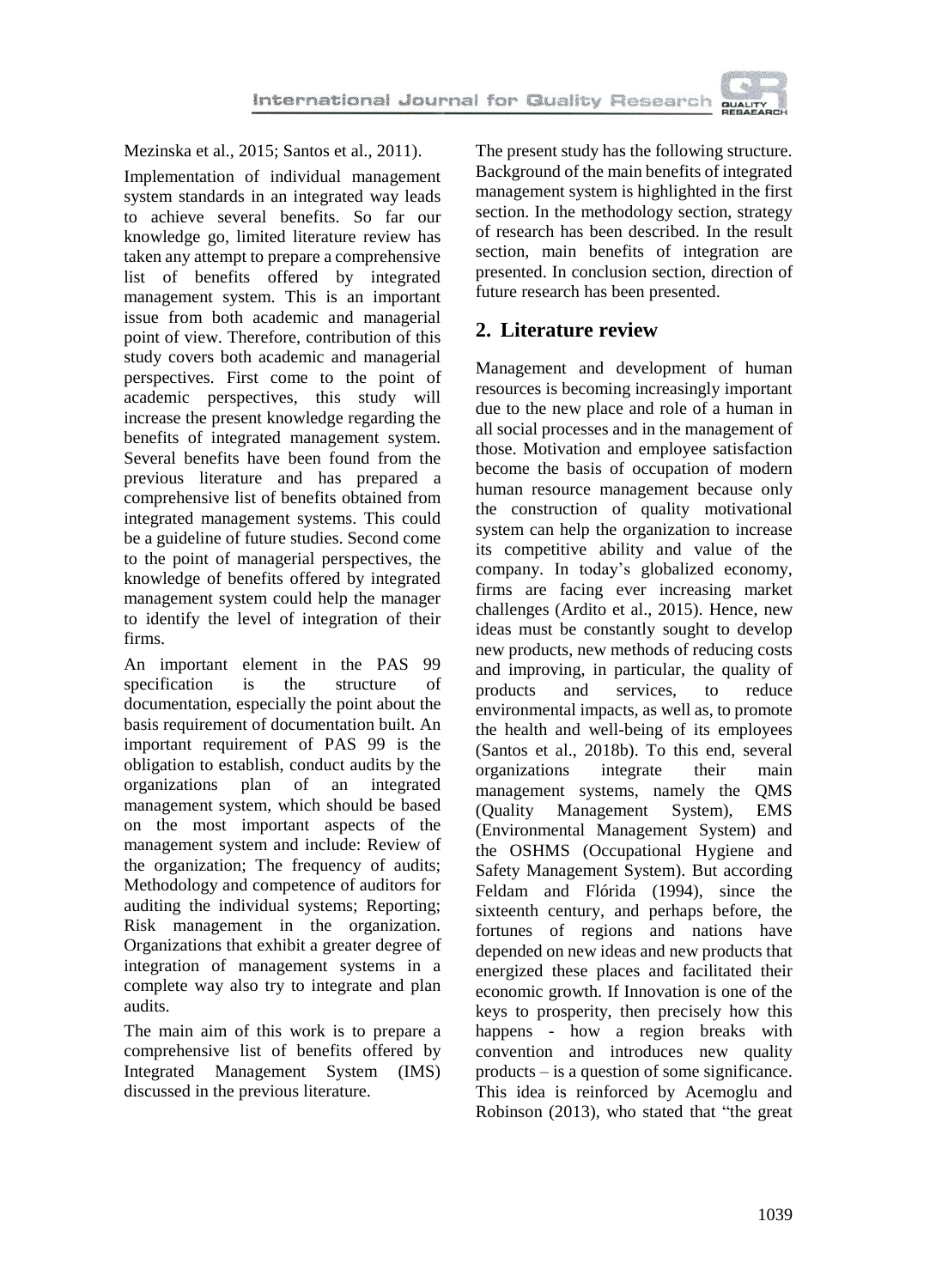Mezinska et al., 2015; Santos et al., 2011).

Implementation of individual management system standards in an integrated way leads to achieve several benefits. So far our knowledge go, limited literature review has taken any attempt to prepare a comprehensive list of benefits offered by integrated management system. This is an important issue from both academic and managerial point of view. Therefore, contribution of this study covers both academic and managerial perspectives. First come to the point of academic perspectives, this study will increase the present knowledge regarding the benefits of integrated management system. Several benefits have been found from the previous literature and has prepared a comprehensive list of benefits obtained from integrated management systems. This could be a guideline of future studies. Second come to the point of managerial perspectives, the knowledge of benefits offered by integrated management system could help the manager to identify the level of integration of their firms.

An important element in the PAS 99 specification is the structure of documentation, especially the point about the basis requirement of documentation built. An important requirement of PAS 99 is the obligation to establish, conduct audits by the organizations plan of an integrated management system, which should be based on the most important aspects of the management system and include: Review of the organization; The frequency of audits; Methodology and competence of auditors for auditing the individual systems; Reporting; Risk management in the organization. Organizations that exhibit a greater degree of integration of management systems in a complete way also try to integrate and plan audits.

The main aim of this work is to prepare a comprehensive list of benefits offered by Integrated Management System (IMS) discussed in the previous literature.

The present study has the following structure. Background of the main benefits of integrated management system is highlighted in the first section. In the methodology section, strategy of research has been described. In the result section, main benefits of integration are presented. In conclusion section, direction of future research has been presented.

## 2. Literature review

Management and development of human resources is becoming increasingly important due to the new place and role of a human in all social processes and in the management of those. Motivation and employee satisfaction become the basis of occupation of modern human resource management because only the construction of quality motivational system can help the organization to increase its competitive ability and value of the company. In today's globalized economy, firms are facing ever increasing market challenges (Ardito et al., 2015). Hence, new ideas must be constantly sought to develop new products, new methods of reducing costs and improving, in particular, the quality of products and services, to reduce environmental impacts, as well as, to promote the health and well-being of its employees (Santos et al., 2018b). To this end, several organizations integrate their main management systems, namely the QMS (Quality Management System), EMS (Environmental Management System) and the OSHMS (Occupational Hygiene and Safety Management System). But according Feldam and Flórida (1994), since the sixteenth century, and perhaps before, the fortunes of regions and nations have depended on new ideas and new products that energized these places and facilitated their economic growth. If Innovation is one of the keys to prosperity, then precisely how this happens - how a region breaks with convention and introduces new quality products – is a question of some significance. This idea is reinforced by Acemoglu and Robinson (2013), who stated that "the great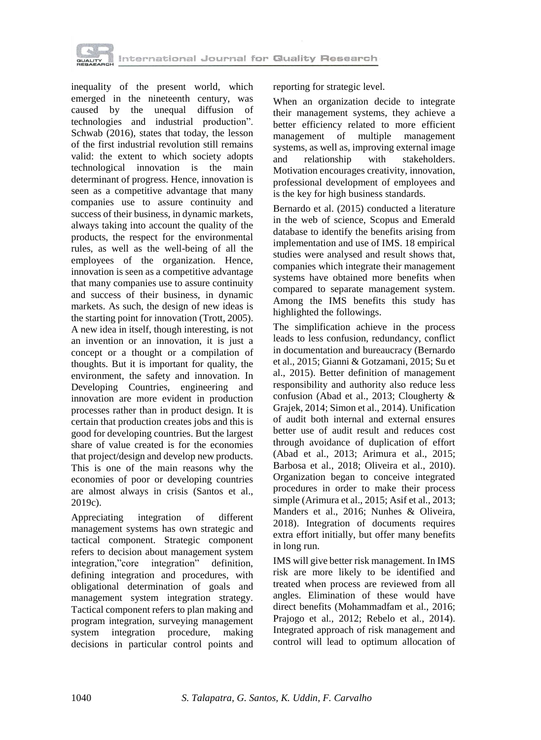inequality of the present world, which emerged in the nineteenth century, was caused by the unequal diffusion of technologies and industrial production". Schwab (2016), states that today, the lesson of the first industrial revolution still remains valid: the extent to which society adopts technological innovation is the main determinant of progress. Hence, innovation is seen as a competitive advantage that many companies use to assure continuity and success of their business, in dynamic markets, always taking into account the quality of the products, the respect for the environmental rules, as well as the well-being of all the employees of the organization. Hence, innovation is seen as a competitive advantage that many companies use to assure continuity and success of their business, in dynamic markets. As such, the design of new ideas is the starting point for innovation (Trott, 2005). A new idea in itself, though interesting, is not an invention or an innovation, it is just a concept or a thought or a compilation of thoughts. But it is important for quality, the environment, the safety and innovation. In Developing Countries, engineering and innovation are more evident in production processes rather than in product design. It is certain that production creates jobs and this is good for developing countries. But the largest share of value created is for the economies that project/design and develop new products. This is one of the main reasons why the economies of poor or developing countries are almost always in crisis (Santos et al., 2019c).

Appreciating integration of different management systems has own strategic and tactical component. Strategic component refers to decision about management system integration,"core integration" definition, defining integration and procedures, with obligational determination of goals and management system integration strategy. Tactical component refers to plan making and program integration, surveying management system integration procedure, making decisions in particular control points and reporting for strategic level.

When an organization decide to integrate their management systems, they achieve a better efficiency related to more efficient management of multiple management systems, as well as, improving external image and relationship with stakeholders. Motivation encourages creativity, innovation, professional development of employees and is the key for high business standards.

Bernardo et al. (2015) conducted a literature in the web of science, Scopus and Emerald database to identify the benefits arising from implementation and use of IMS. 18 empirical studies were analysed and result shows that, companies which integrate their management systems have obtained more benefits when compared to separate management system. Among the IMS benefits this study has highlighted the followings.

The simplification achieve in the process leads to less confusion, redundancy, conflict in documentation and bureaucracy (Bernardo et al., 2015; Gianni & Gotzamani, 2015; Su et al., 2015). Better definition of management responsibility and authority also reduce less confusion (Abad et al., 2013; Clougherty & Grajek, 2014; Simon et al., 2014). Unification of audit both internal and external ensures better use of audit result and reduces cost through avoidance of duplication of effort (Abad et al., 2013; Arimura et al., 2015; Barbosa et al., 2018; Oliveira et al., 2010). Organization began to conceive integrated procedures in order to make their process simple (Arimura et al., 2015; Asif et al., 2013; Manders et al., 2016; Nunhes & Oliveira, 2018). Integration of documents requires extra effort initially, but offer many benefits in long run.

IMS will give better risk management. In IMS risk are more likely to be identified and treated when process are reviewed from all angles. Elimination of these would have direct benefits (Mohammadfam et al., 2016; Prajogo et al., 2012; Rebelo et al., 2014). Integrated approach of risk management and control will lead to optimum allocation of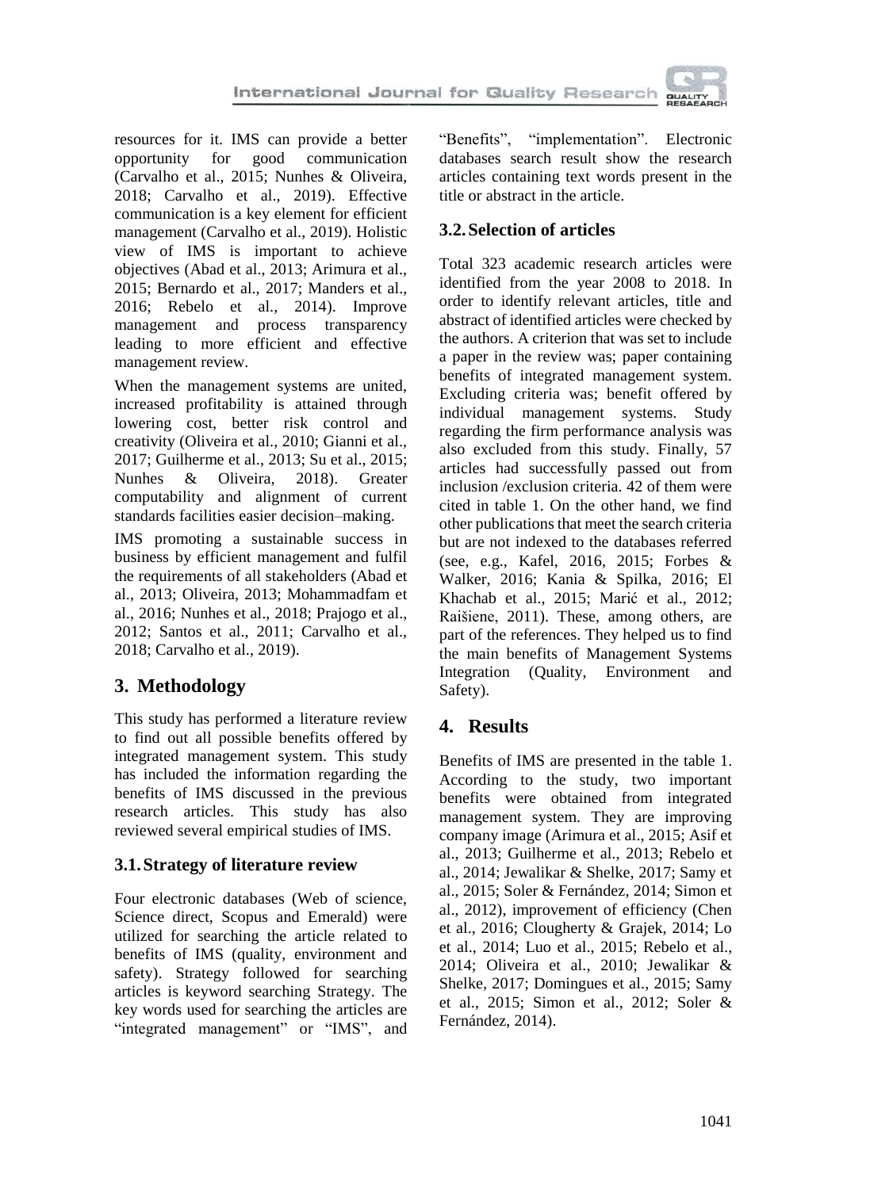resources for it. IMS can provide a better opportunity for good communication (Carvalho et al., 2015; Nunhes & Oliveira, 2018; Carvalho et al., 2019). Effective communication is a key element for efficient management (Carvalho et al., 2019). Holistic view of IMS is important to achieve objectives (Abad et al., 2013; Arimura et al., 2015; Bernardo et al., 2017; Manders et al., 2016; Rebelo et al., 2014). Improve management and process transparency leading to more efficient and effective management review.

When the management systems are united, increased profitability is attained through lowering cost, better risk control and creativity (Oliveira et al., 2010; Gianni et al., 2017; Guilherme et al., 2013; Su et al., 2015; Nunhes & Oliveira, 2018). Greater computability and alignment of current standards facilities easier decision–making.

IMS promoting a sustainable success in business by efficient management and fulfil the requirements of all stakeholders (Abad et al., 2013; Oliveira, 2013; Mohammadfam et al., 2016; Nunhes et al., 2018; Prajogo et al., 2012; Santos et al., 2011; Carvalho et al., 2018; Carvalho et al., 2019).

## 3. Methodology

This study has performed a literature review to find out all possible benefits offered by integrated management system. This study has included the information regarding the benefits of IMS discussed in the previous research articles. This study has also reviewed several empirical studies of IMS.

### 3.1. Strategy of literature review

Four electronic databases (Web of science, Science direct, Scopus and Emerald) were utilized for searching the article related to benefits of IMS (quality, environment and safety). Strategy followed for searching articles is keyword searching Strategy. The key words used for searching the articles are "integrated management" or "IMS", and "Benefits", "implementation". Electronic databases search result show the research articles containing text words present in the title or abstract in the article.

### 3.2. Selection of articles

Total 323 academic research articles were identified from the year 2008 to 2018. In order to identify relevant articles, title and abstract of identified articles were checked by the authors. A criterion that was set to include a paper in the review was; paper containing benefits of integrated management system. Excluding criteria was; benefit offered by individual management systems. Study regarding the firm performance analysis was also excluded from this study. Finally, 57 articles had successfully passed out from inclusion /exclusion criteria. 42 of them were cited in table 1. On the other hand, we find other publications that meet the search criteria but are not indexed to the databases referred (see, e.g., Kafel, 2016, 2015; Forbes & Walker, 2016; Kania & Spilka, 2016; El Khachab et al., 2015; Marić et al., 2012; Raišiene, 2011). These, among others, are part of the references. They helped us to find the main benefits of Management Systems Integration (Quality, Environment and Safety).

## 4. Results

Benefits of IMS are presented in the table 1. According to the study, two important benefits were obtained from integrated management system. They are improving company image (Arimura et al., 2015; Asif et al., 2013; Guilherme et al., 2013; Rebelo et al., 2014; Jewalikar & Shelke, 2017; Samy et al., 2015; Soler & Fernández, 2014; Simon et al., 2012), improvement of efficiency (Chen et al., 2016; Clougherty & Grajek, 2014; Lo et al., 2014; Luo et al., 2015; Rebelo et al., 2014; Oliveira et al., 2010; Jewalikar & Shelke, 2017; Domingues et al., 2015; Samy et al., 2015; Simon et al., 2012; Soler & Fernández, 2014).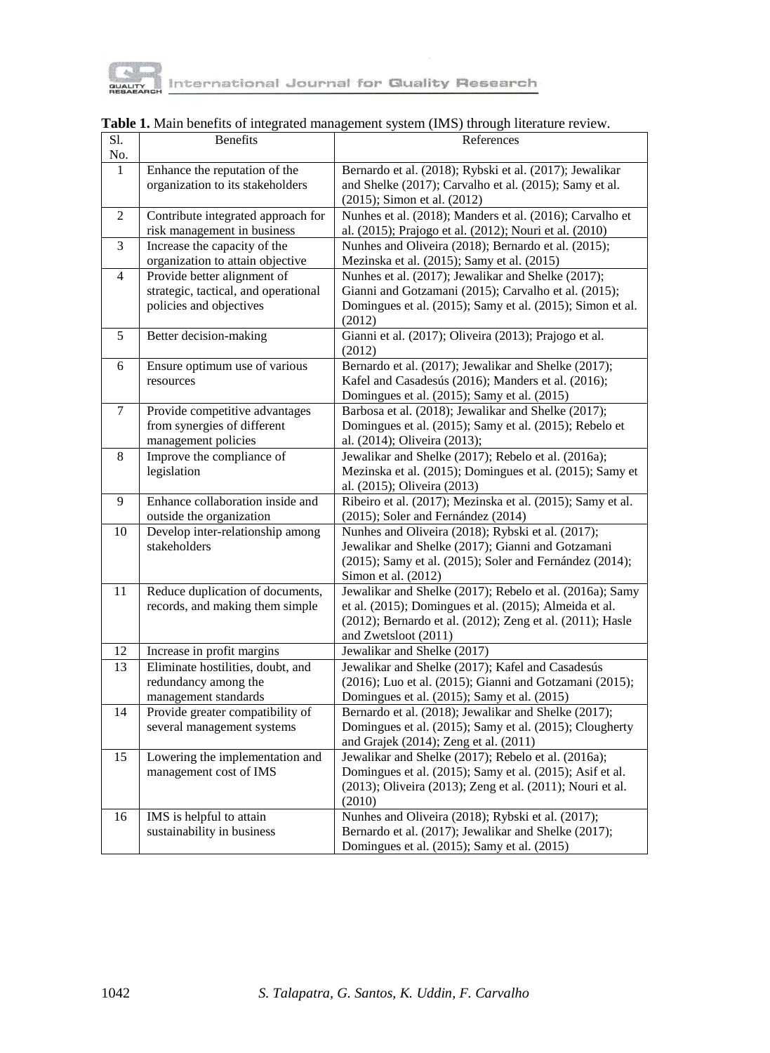**Table 1.** Main benefits of integrated management system (IMS) through literature review.

| Sl. No. | Benefits | References |
| --- | --- | --- |
| 1 | Enhance the reputation of the organization to its stakeholders | Bernardo et al. (2018); Rybski et al. (2017); Jewalikar and Shelke (2017); Carvalho et al. (2015); Samy et al. (2015); Simon et al. (2012) |
| 2 | Contribute integrated approach for risk management in business | Nunhes et al. (2018); Manders et al. (2016); Carvalho et al. (2015); Prajogo et al. (2012); Nouri et al. (2010) |
| 3 | Increase the capacity of the organization to attain objective | Nunhes and Oliveira (2018); Bernardo et al. (2015); Mezinska et al. (2015); Samy et al. (2015) |
| 4 | Provide better alignment of strategic, tactical, and operational policies and objectives | Nunhes et al. (2017); Jewalikar and Shelke (2017); Gianni and Gotzamani (2015); Carvalho et al. (2015); Domingues et al. (2015); Samy et al. (2015); Simon et al. (2012) |
| 5 | Better decision-making | Gianni et al. (2017); Oliveira (2013); Prajogo et al. (2012) |
| 6 | Ensure optimum use of various resources | Bernardo et al. (2017); Jewalikar and Shelke (2017); Kafel and Casadesús (2016); Manders et al. (2016); Domingues et al. (2015); Samy et al. (2015) |
| 7 | Provide competitive advantages from synergies of different management policies | Barbosa et al. (2018); Jewalikar and Shelke (2017); Domingues et al. (2015); Samy et al. (2015); Rebelo et al. (2014); Oliveira (2013); |
| 8 | Improve the compliance of legislation | Jewalikar and Shelke (2017); Rebelo et al. (2016a); Mezinska et al. (2015); Domingues et al. (2015); Samy et al. (2015); Oliveira (2013) |
| 9 | Enhance collaboration inside and outside the organization | Ribeiro et al. (2017); Mezinska et al. (2015); Samy et al. (2015); Soler and Fernández (2014) |
| 10 | Develop inter-relationship among stakeholders | Nunhes and Oliveira (2018); Rybski et al. (2017); Jewalikar and Shelke (2017); Gianni and Gotzamani (2015); Samy et al. (2015); Soler and Fernández (2014); Simon et al. (2012) |
| 11 | Reduce duplication of documents, records, and making them simple | Jewalikar and Shelke (2017); Rebelo et al. (2016a); Samy et al. (2015); Domingues et al. (2015); Almeida et al. (2012); Bernardo et al. (2012); Zeng et al. (2011); Hasle and Zwetsloot (2011) |
| 12 | Increase in profit margins | Jewalikar and Shelke (2017) |
| 13 | Eliminate hostilities, doubt, and redundancy among the management standards | Jewalikar and Shelke (2017); Kafel and Casadesús (2016); Luo et al. (2015); Gianni and Gotzamani (2015); Domingues et al. (2015); Samy et al. (2015) |
| 14 | Provide greater compatibility of several management systems | Bernardo et al. (2018); Jewalikar and Shelke (2017); Domingues et al. (2015); Samy et al. (2015); Clougherty and Grajek (2014); Zeng et al. (2011) |
| 15 | Lowering the implementation and management cost of IMS | Jewalikar and Shelke (2017); Rebelo et al. (2016a); Domingues et al. (2015); Samy et al. (2015); Asif et al. (2013); Oliveira (2013); Zeng et al. (2011); Nouri et al. (2010) |
| 16 | IMS is helpful to attain sustainability in business | Nunhes and Oliveira (2018); Rybski et al. (2017); Bernardo et al. (2017); Jewalikar and Shelke (2017); Domingues et al. (2015); Samy et al. (2015) |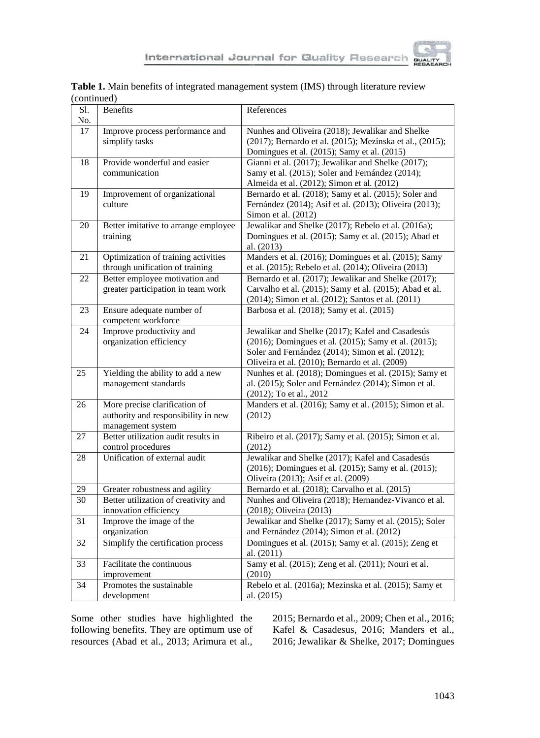**Table 1.** Main benefits of integrated management system (IMS) through literature review (continued)

| Sl. No. | Benefits | References |
|---|---|---|
| 17 | Improve process performance and simplify tasks | Nunhes and Oliveira (2018); Jewalikar and Shelke (2017); Bernardo et al. (2015); Mezinska et al., (2015); Domingues et al. (2015); Samy et al. (2015) |
| 18 | Provide wonderful and easier communication | Gianni et al. (2017); Jewalikar and Shelke (2017); Samy et al. (2015); Soler and Fernández (2014); Almeida et al. (2012); Simon et al. (2012) |
| 19 | Improvement of organizational culture | Bernardo et al. (2018); Samy et al. (2015); Soler and Fernández (2014); Asif et al. (2013); Oliveira (2013); Simon et al. (2012) |
| 20 | Better imitative to arrange employee training | Jewalikar and Shelke (2017); Rebelo et al. (2016a); Domingues et al. (2015); Samy et al. (2015); Abad et al. (2013) |
| 21 | Optimization of training activities through unification of training | Manders et al. (2016); Domingues et al. (2015); Samy et al. (2015); Rebelo et al. (2014); Oliveira (2013) |
| 22 | Better employee motivation and greater participation in team work | Bernardo et al. (2017); Jewalikar and Shelke (2017); Carvalho et al. (2015); Samy et al. (2015); Abad et al. (2014); Simon et al. (2012); Santos et al. (2011) |
| 23 | Ensure adequate number of competent workforce | Barbosa et al. (2018); Samy et al. (2015) |
| 24 | Improve productivity and organization efficiency | Jewalikar and Shelke (2017); Kafel and Casadesús (2016); Domingues et al. (2015); Samy et al. (2015); Soler and Fernández (2014); Simon et al. (2012); Oliveira et al. (2010); Bernardo et al. (2009) |
| 25 | Yielding the ability to add a new management standards | Nunhes et al. (2018); Domingues et al. (2015); Samy et al. (2015); Soler and Fernández (2014); Simon et al. (2012); To et al., 2012 |
| 26 | More precise clarification of authority and responsibility in new management system | Manders et al. (2016); Samy et al. (2015); Simon et al. (2012) |
| 27 | Better utilization audit results in control procedures | Ribeiro et al. (2017); Samy et al. (2015); Simon et al. (2012) |
| 28 | Unification of external audit | Jewalikar and Shelke (2017); Kafel and Casadesús (2016); Domingues et al. (2015); Samy et al. (2015); Oliveira (2013); Asif et al. (2009) |
| 29 | Greater robustness and agility | Bernardo et al. (2018); Carvalho et al. (2015) |
| 30 | Better utilization of creativity and innovation efficiency | Nunhes and Oliveira (2018); Hernandez-Vivanco et al. (2018); Oliveira (2013) |
| 31 | Improve the image of the organization | Jewalikar and Shelke (2017); Samy et al. (2015); Soler and Fernández (2014); Simon et al. (2012) |
| 32 | Simplify the certification process | Domingues et al. (2015); Samy et al. (2015); Zeng et al. (2011) |
| 33 | Facilitate the continuous improvement | Samy et al. (2015); Zeng et al. (2011); Nouri et al. (2010) |
| 34 | Promotes the sustainable development | Rebelo et al. (2016a); Mezinska et al. (2015); Samy et al. (2015) |

Some other studies have highlighted the following benefits. They are optimum use of resources (Abad et al., 2013; Arimura et al., 2015; Bernardo et al., 2009; Chen et al., 2016; Kafel & Casadesus, 2016; Manders et al., 2016; Jewalikar & Shelke, 2017; Domingues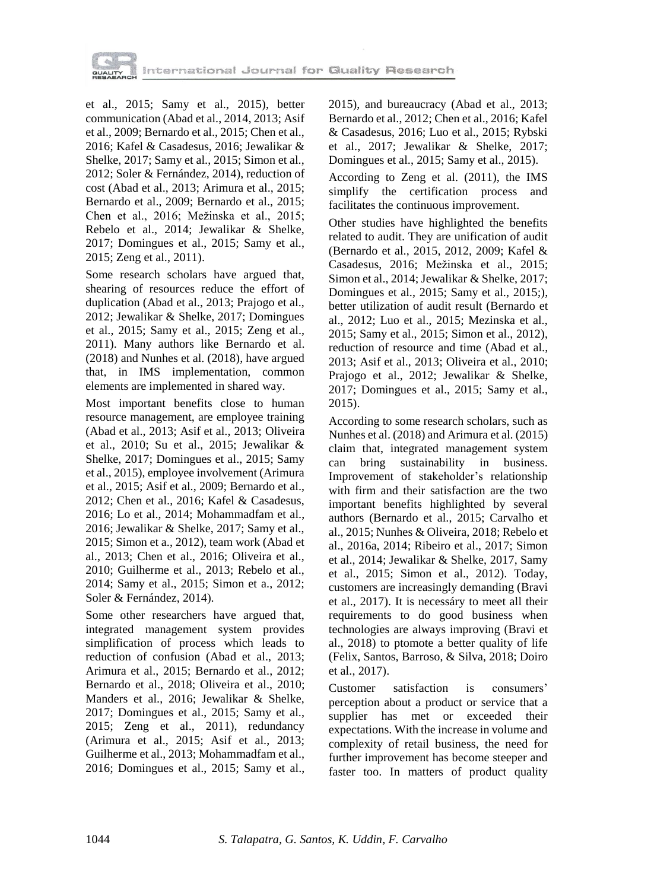et al., 2015; Samy et al., 2015), better communication (Abad et al., 2014, 2013; Asif et al., 2009; Bernardo et al., 2015; Chen et al., 2016; Kafel & Casadesus, 2016; Jewalikar & Shelke, 2017; Samy et al., 2015; Simon et al., 2012; Soler & Fernández, 2014), reduction of cost (Abad et al., 2013; Arimura et al., 2015; Bernardo et al., 2009; Bernardo et al., 2015; Chen et al., 2016; Mežinska et al., 2015; Rebelo et al., 2014; Jewalikar & Shelke, 2017; Domingues et al., 2015; Samy et al., 2015; Zeng et al., 2011).

Some research scholars have argued that, shearing of resources reduce the effort of duplication (Abad et al., 2013; Prajogo et al., 2012; Jewalikar & Shelke, 2017; Domingues et al., 2015; Samy et al., 2015; Zeng et al., 2011). Many authors like Bernardo et al. (2018) and Nunhes et al. (2018), have argued that, in IMS implementation, common elements are implemented in shared way.

Most important benefits close to human resource management, are employee training (Abad et al., 2013; Asif et al., 2013; Oliveira et al., 2010; Su et al., 2015; Jewalikar & Shelke, 2017; Domingues et al., 2015; Samy et al., 2015), employee involvement (Arimura et al., 2015; Asif et al., 2009; Bernardo et al., 2012; Chen et al., 2016; Kafel & Casadesus, 2016; Lo et al., 2014; Mohammadfam et al., 2016; Jewalikar & Shelke, 2017; Samy et al., 2015; Simon et a., 2012), team work (Abad et al., 2013; Chen et al., 2016; Oliveira et al., 2010; Guilherme et al., 2013; Rebelo et al., 2014; Samy et al., 2015; Simon et a., 2012; Soler & Fernández, 2014).

Some other researchers have argued that, integrated management system provides simplification of process which leads to reduction of confusion (Abad et al., 2013; Arimura et al., 2015; Bernardo et al., 2012; Bernardo et al., 2018; Oliveira et al., 2010; Manders et al., 2016; Jewalikar & Shelke, 2017; Domingues et al., 2015; Samy et al., 2015; Zeng et al., 2011), redundancy (Arimura et al., 2015; Asif et al., 2013; Guilherme et al., 2013; Mohammadfam et al., 2016; Domingues et al., 2015; Samy et al., 2015), and bureaucracy (Abad et al., 2013; Bernardo et al., 2012; Chen et al., 2016; Kafel & Casadesus, 2016; Luo et al., 2015; Rybski et al., 2017; Jewalikar & Shelke, 2017; Domingues et al., 2015; Samy et al., 2015).

According to Zeng et al. (2011), the IMS simplify the certification process and facilitates the continuous improvement.

Other studies have highlighted the benefits related to audit. They are unification of audit (Bernardo et al., 2015, 2012, 2009; Kafel & Casadesus, 2016; Mežinska et al., 2015; Simon et al., 2014; Jewalikar & Shelke, 2017; Domingues et al., 2015; Samy et al., 2015;), better utilization of audit result (Bernardo et al., 2012; Luo et al., 2015; Mezinska et al., 2015; Samy et al., 2015; Simon et al., 2012), reduction of resource and time (Abad et al., 2013; Asif et al., 2013; Oliveira et al., 2010; Prajogo et al., 2012; Jewalikar & Shelke, 2017; Domingues et al., 2015; Samy et al., 2015).

According to some research scholars, such as Nunhes et al. (2018) and Arimura et al. (2015) claim that, integrated management system can bring sustainability in business. Improvement of stakeholder's relationship with firm and their satisfaction are the two important benefits highlighted by several authors (Bernardo et al., 2015; Carvalho et al., 2015; Nunhes & Oliveira, 2018; Rebelo et al., 2016a, 2014; Ribeiro et al., 2017; Simon et al., 2014; Jewalikar & Shelke, 2017, Samy et al., 2015; Simon et al., 2012). Today, customers are increasingly demanding (Bravi et al., 2017). It is necessáry to meet all their requirements to do good business when technologies are always improving (Bravi et al., 2018) to ptomote a better quality of life (Felix, Santos, Barroso, & Silva, 2018; Doiro et al., 2017).

Customer satisfaction is consumers' perception about a product or service that a supplier has met or exceeded their expectations. With the increase in volume and complexity of retail business, the need for further improvement has become steeper and faster too. In matters of product quality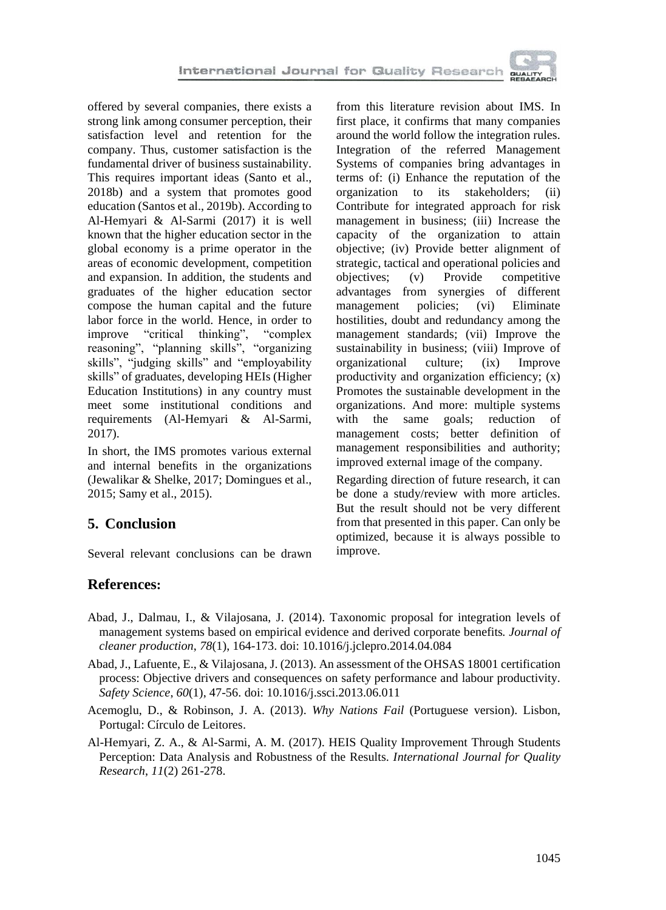offered by several companies, there exists a strong link among consumer perception, their satisfaction level and retention for the company. Thus, customer satisfaction is the fundamental driver of business sustainability. This requires important ideas (Santo et al., 2018b) and a system that promotes good education (Santos et al., 2019b). According to Al-Hemyari & Al-Sarmi (2017) it is well known that the higher education sector in the global economy is a prime operator in the areas of economic development, competition and expansion. In addition, the students and graduates of the higher education sector compose the human capital and the future labor force in the world. Hence, in order to improve "critical thinking", "complex reasoning", "planning skills", "organizing skills", "judging skills" and "employability skills" of graduates, developing HEIs (Higher Education Institutions) in any country must meet some institutional conditions and requirements (Al-Hemyari & Al-Sarmi, 2017).

In short, the IMS promotes various external and internal benefits in the organizations (Jewalikar & Shelke, 2017; Domingues et al., 2015; Samy et al., 2015).

## 5. Conclusion

Several relevant conclusions can be drawn from this literature revision about IMS. In first place, it confirms that many companies around the world follow the integration rules. Integration of the referred Management Systems of companies bring advantages in terms of: (i) Enhance the reputation of the organization to its stakeholders; (ii) Contribute for integrated approach for risk management in business; (iii) Increase the capacity of the organization to attain objective; (iv) Provide better alignment of strategic, tactical and operational policies and objectives; (v) Provide competitive advantages from synergies of different management policies; (vi) Eliminate hostilities, doubt and redundancy among the management standards; (vii) Improve the sustainability in business; (viii) Improve of organizational culture; (ix) Improve productivity and organization efficiency; (x) Promotes the sustainable development in the organizations. And more: multiple systems with the same goals; reduction of management costs; better definition of management responsibilities and authority; improved external image of the company.

Regarding direction of future research, it can be done a study/review with more articles. But the result should not be very different from that presented in this paper. Can only be optimized, because it is always possible to improve.

## References:

Abad, J., Dalmau, I., & Vilajosana, J. (2014). Taxonomic proposal for integration levels of management systems based on empirical evidence and derived corporate benefits. *Journal of cleaner production*, *78*(1), 164-173. doi: 10.1016/j.jclepro.2014.04.084

Abad, J., Lafuente, E., & Vilajosana, J. (2013). An assessment of the OHSAS 18001 certification process: Objective drivers and consequences on safety performance and labour productivity. *Safety Science*, *60*(1), 47-56. doi: 10.1016/j.ssci.2013.06.011

Acemoglu, D., & Robinson, J. A. (2013). *Why Nations Fail* (Portuguese version). Lisbon, Portugal: Círculo de Leitores.

Al-Hemyari, Z. A., & Al-Sarmi, A. M. (2017). HEIS Quality Improvement Through Students Perception: Data Analysis and Robustness of the Results. *International Journal for Quality Research*, *11*(2) 261-278.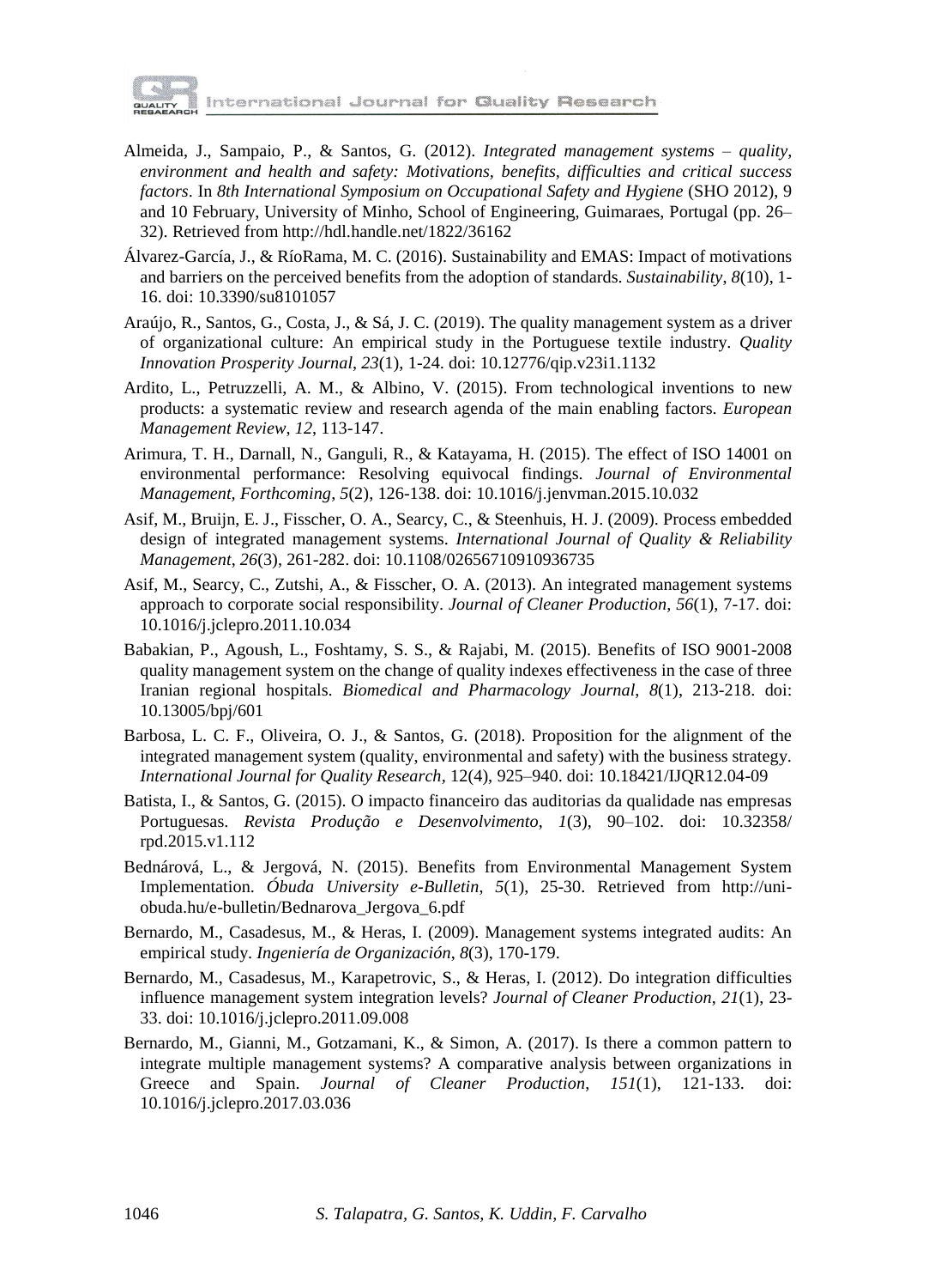Almeida, J., Sampaio, P., & Santos, G. (2012). *Integrated management systems – quality, environment and health and safety: Motivations, benefits, difficulties and critical success factors*. In *8th International Symposium on Occupational Safety and Hygiene* (SHO 2012), 9 and 10 February, University of Minho, School of Engineering, Guimaraes, Portugal (pp. 26–32). Retrieved from http://hdl.handle.net/1822/36162

Álvarez-García, J., & RíoRama, M. C. (2016). Sustainability and EMAS: Impact of motivations and barriers on the perceived benefits from the adoption of standards. *Sustainability*, *8*(10), 1-16. doi: 10.3390/su8101057

Araújo, R., Santos, G., Costa, J., & Sá, J. C. (2019). The quality management system as a driver of organizational culture: An empirical study in the Portuguese textile industry. *Quality Innovation Prosperity Journal*, *23*(1), 1-24. doi: 10.12776/qip.v23i1.1132

Ardito, L., Petruzzelli, A. M., & Albino, V. (2015). From technological inventions to new products: a systematic review and research agenda of the main enabling factors. *European Management Review*, *12*, 113-147.

Arimura, T. H., Darnall, N., Ganguli, R., & Katayama, H. (2015). The effect of ISO 14001 on environmental performance: Resolving equivocal findings. *Journal of Environmental Management, Forthcoming*, *5*(2), 126-138. doi: 10.1016/j.jenvman.2015.10.032

Asif, M., Bruijn, E. J., Fisscher, O. A., Searcy, C., & Steenhuis, H. J. (2009). Process embedded design of integrated management systems. *International Journal of Quality & Reliability Management*, *26*(3), 261-282. doi: 10.1108/02656710910936735

Asif, M., Searcy, C., Zutshi, A., & Fisscher, O. A. (2013). An integrated management systems approach to corporate social responsibility. *Journal of Cleaner Production*, *56*(1), 7-17. doi: 10.1016/j.jclepro.2011.10.034

Babakian, P., Agoush, L., Foshtamy, S. S., & Rajabi, M. (2015). Benefits of ISO 9001-2008 quality management system on the change of quality indexes effectiveness in the case of three Iranian regional hospitals. *Biomedical and Pharmacology Journal*, *8*(1), 213-218. doi: 10.13005/bpj/601

Barbosa, L. C. F., Oliveira, O. J., & Santos, G. (2018). Proposition for the alignment of the integrated management system (quality, environmental and safety) with the business strategy. *International Journal for Quality Research*, 12(4), 925–940. doi: 10.18421/IJQR12.04-09

Batista, I., & Santos, G. (2015). O impacto financeiro das auditorias da qualidade nas empresas Portuguesas. *Revista Produção e Desenvolvimento*, *1*(3), 90–102. doi: 10.32358/rpd.2015.v1.112

Bednárová, L., & Jergová, N. (2015). Benefits from Environmental Management System Implementation. *Óbuda University e-Bulletin*, *5*(1), 25-30. Retrieved from http://uni-obuda.hu/e-bulletin/Bednarova_Jergova_6.pdf

Bernardo, M., Casadesus, M., & Heras, I. (2009). Management systems integrated audits: An empirical study. *Ingeniería de Organización*, *8*(3), 170-179.

Bernardo, M., Casadesus, M., Karapetrovic, S., & Heras, I. (2012). Do integration difficulties influence management system integration levels? *Journal of Cleaner Production*, *21*(1), 23-33. doi: 10.1016/j.jclepro.2011.09.008

Bernardo, M., Gianni, M., Gotzamani, K., & Simon, A. (2017). Is there a common pattern to integrate multiple management systems? A comparative analysis between organizations in Greece and Spain. *Journal of Cleaner Production*, *151*(1), 121-133. doi: 10.1016/j.jclepro.2017.03.036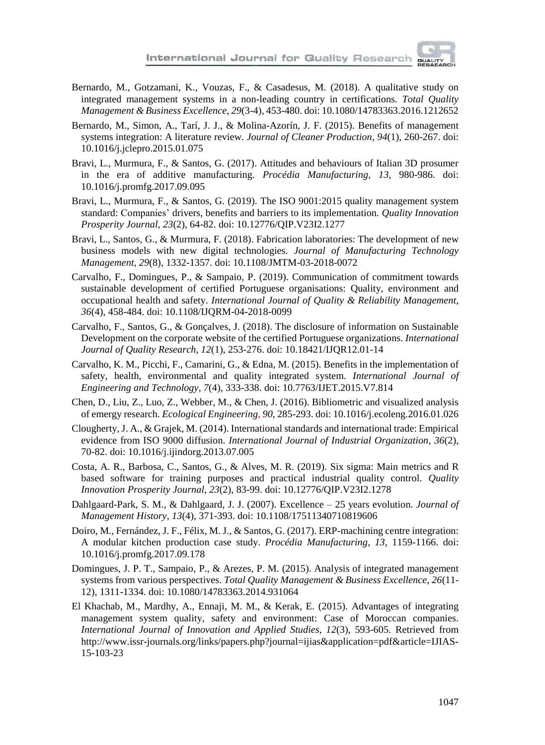Bernardo, M., Gotzamani, K., Vouzas, F., & Casadesus, M. (2018). A qualitative study on integrated management systems in a non-leading country in certifications. *Total Quality Management & Business Excellence*, *29*(3-4), 453-480. doi: 10.1080/14783363.2016.1212652

Bernardo, M., Simon, A., Tarí, J. J., & Molina-Azorín, J. F. (2015). Benefits of management systems integration: A literature review. *Journal of Cleaner Production*, *94*(1), 260-267. doi: 10.1016/j.jclepro.2015.01.075

Bravi, L., Murmura, F., & Santos, G. (2017). Attitudes and behaviours of Italian 3D prosumer in the era of additive manufacturing. *Procédia Manufacturing*, *13*, 980-986. doi: 10.1016/j.promfg.2017.09.095

Bravi, L., Murmura, F., & Santos, G. (2019). The ISO 9001:2015 quality management system standard: Companies' drivers, benefits and barriers to its implementation. *Quality Innovation Prosperity Journal*, *23*(2), 64-82. doi: 10.12776/QIP.V23I2.1277

Bravi, L., Santos, G., & Murmura, F. (2018). Fabrication laboratories: The development of new business models with new digital technologies. *Journal of Manufacturing Technology Management*, *29*(8), 1332-1357. doi: 10.1108/JMTM-03-2018-0072

Carvalho, F., Domingues, P., & Sampaio, P. (2019). Communication of commitment towards sustainable development of certified Portuguese organisations: Quality, environment and occupational health and safety. *International Journal of Quality & Reliability Management*, *36*(4), 458-484. doi: 10.1108/IJQRM-04-2018-0099

Carvalho, F., Santos, G., & Gonçalves, J. (2018). The disclosure of information on Sustainable Development on the corporate website of the certified Portuguese organizations. *International Journal of Quality Research*, *12*(1), 253-276. doi: 10.18421/IJQR12.01-14

Carvalho, K. M., Picchi, F., Camarini, G., & Edna, M. (2015). Benefits in the implementation of safety, health, environmental and quality integrated system. *International Journal of Engineering and Technology*, *7*(4), 333-338. doi: 10.7763/IJET.2015.V7.814

Chen, D., Liu, Z., Luo, Z., Webber, M., & Chen, J. (2016). Bibliometric and visualized analysis of emergy research. *Ecological Engineering*, *90*, 285-293. doi: 10.1016/j.ecoleng.2016.01.026

Clougherty, J. A., & Grajek, M. (2014). International standards and international trade: Empirical evidence from ISO 9000 diffusion. *International Journal of Industrial Organization*, *36*(2), 70-82. doi: 10.1016/j.ijindorg.2013.07.005

Costa, A. R., Barbosa, C., Santos, G., & Alves, M. R. (2019). Six sigma: Main metrics and R based software for training purposes and practical industrial quality control. *Quality Innovation Prosperity Journal*, *23*(2), 83-99. doi: 10.12776/QIP.V23I2.1278

Dahlgaard-Park, S. M., & Dahlgaard, J. J. (2007). Excellence – 25 years evolution. *Journal of Management History*, *13*(4), 371-393. doi: 10.1108/17511340710819606

Doiro, M., Fernández, J. F., Félix, M. J., & Santos, G. (2017). ERP-machining centre integration: A modular kitchen production case study. *Procédia Manufacturing*, *13*, 1159-1166. doi: 10.1016/j.promfg.2017.09.178

Domingues, J. P. T., Sampaio, P., & Arezes, P. M. (2015). Analysis of integrated management systems from various perspectives. *Total Quality Management & Business Excellence*, *26*(11-12), 1311-1334. doi: 10.1080/14783363.2014.931064

El Khachab, M., Mardhy, A., Ennaji, M. M., & Kerak, E. (2015). Advantages of integrating management system quality, safety and environment: Case of Moroccan companies. *International Journal of Innovation and Applied Studies*, *12*(3), 593-605. Retrieved from http://www.issr-journals.org/links/papers.php?journal=ijias&application=pdf&article=IJIAS-15-103-23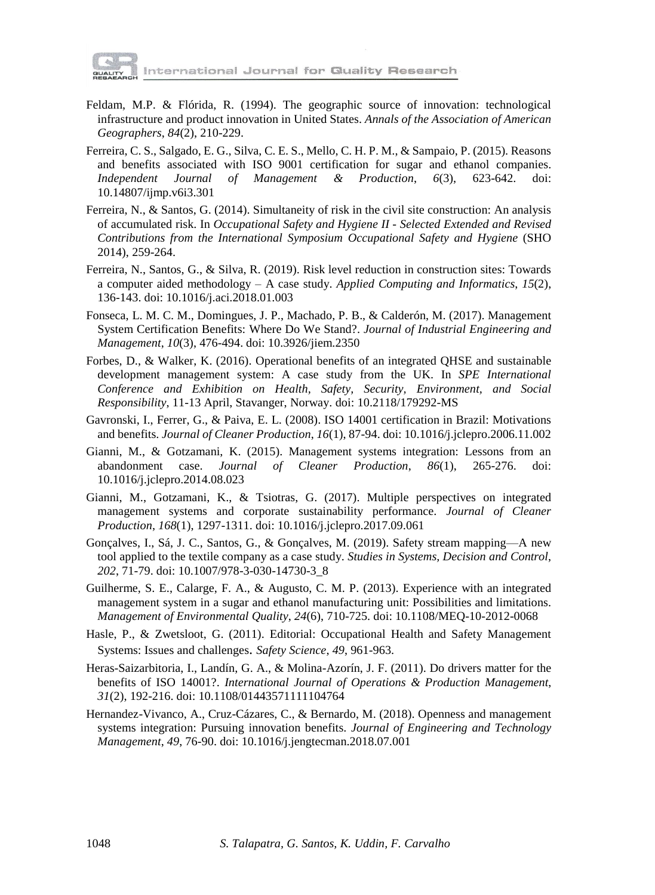Feldam, M.P. & Flórida, R. (1994). The geographic source of innovation: technological infrastructure and product innovation in United States. *Annals of the Association of American Geographers*, *84*(2), 210-229.

Ferreira, C. S., Salgado, E. G., Silva, C. E. S., Mello, C. H. P. M., & Sampaio, P. (2015). Reasons and benefits associated with ISO 9001 certification for sugar and ethanol companies. *Independent Journal of Management & Production*, *6*(3), 623-642. doi: 10.14807/ijmp.v6i3.301

Ferreira, N., & Santos, G. (2014). Simultaneity of risk in the civil site construction: An analysis of accumulated risk. In *Occupational Safety and Hygiene II - Selected Extended and Revised Contributions from the International Symposium Occupational Safety and Hygiene* (SHO 2014), 259-264.

Ferreira, N., Santos, G., & Silva, R. (2019). Risk level reduction in construction sites: Towards a computer aided methodology – A case study. *Applied Computing and Informatics*, *15*(2), 136-143. doi: 10.1016/j.aci.2018.01.003

Fonseca, L. M. C. M., Domingues, J. P., Machado, P. B., & Calderón, M. (2017). Management System Certification Benefits: Where Do We Stand?. *Journal of Industrial Engineering and Management*, *10*(3), 476-494. doi: 10.3926/jiem.2350

Forbes, D., & Walker, K. (2016). Operational benefits of an integrated QHSE and sustainable development management system: A case study from the UK. In *SPE International Conference and Exhibition on Health, Safety, Security, Environment, and Social Responsibility*, 11-13 April, Stavanger, Norway. doi: 10.2118/179292-MS

Gavronski, I., Ferrer, G., & Paiva, E. L. (2008). ISO 14001 certification in Brazil: Motivations and benefits. *Journal of Cleaner Production*, *16*(1), 87-94. doi: 10.1016/j.jclepro.2006.11.002

Gianni, M., & Gotzamani, K. (2015). Management systems integration: Lessons from an abandonment case. *Journal of Cleaner Production*, *86*(1), 265-276. doi: 10.1016/j.jclepro.2014.08.023

Gianni, M., Gotzamani, K., & Tsiotras, G. (2017). Multiple perspectives on integrated management systems and corporate sustainability performance. *Journal of Cleaner Production*, *168*(1), 1297-1311. doi: 10.1016/j.jclepro.2017.09.061

Gonçalves, I., Sá, J. C., Santos, G., & Gonçalves, M. (2019). Safety stream mapping—A new tool applied to the textile company as a case study. *Studies in Systems, Decision and Control*, *202*, 71-79. doi: 10.1007/978-3-030-14730-3_8

Guilherme, S. E., Calarge, F. A., & Augusto, C. M. P. (2013). Experience with an integrated management system in a sugar and ethanol manufacturing unit: Possibilities and limitations. *Management of Environmental Quality*, *24*(6), 710-725. doi: 10.1108/MEQ-10-2012-0068

Hasle, P., & Zwetsloot, G. (2011). Editorial: Occupational Health and Safety Management Systems: Issues and challenges. *Safety Science*, *49*, 961-963.

Heras-Saizarbitoria, I., Landín, G. A., & Molina-Azorín, J. F. (2011). Do drivers matter for the benefits of ISO 14001?. *International Journal of Operations & Production Management*, *31*(2), 192-216. doi: 10.1108/01443571111104764

Hernandez-Vivanco, A., Cruz-Cázares, C., & Bernardo, M. (2018). Openness and management systems integration: Pursuing innovation benefits. *Journal of Engineering and Technology Management*, *49*, 76-90. doi: 10.1016/j.jengtecman.2018.07.001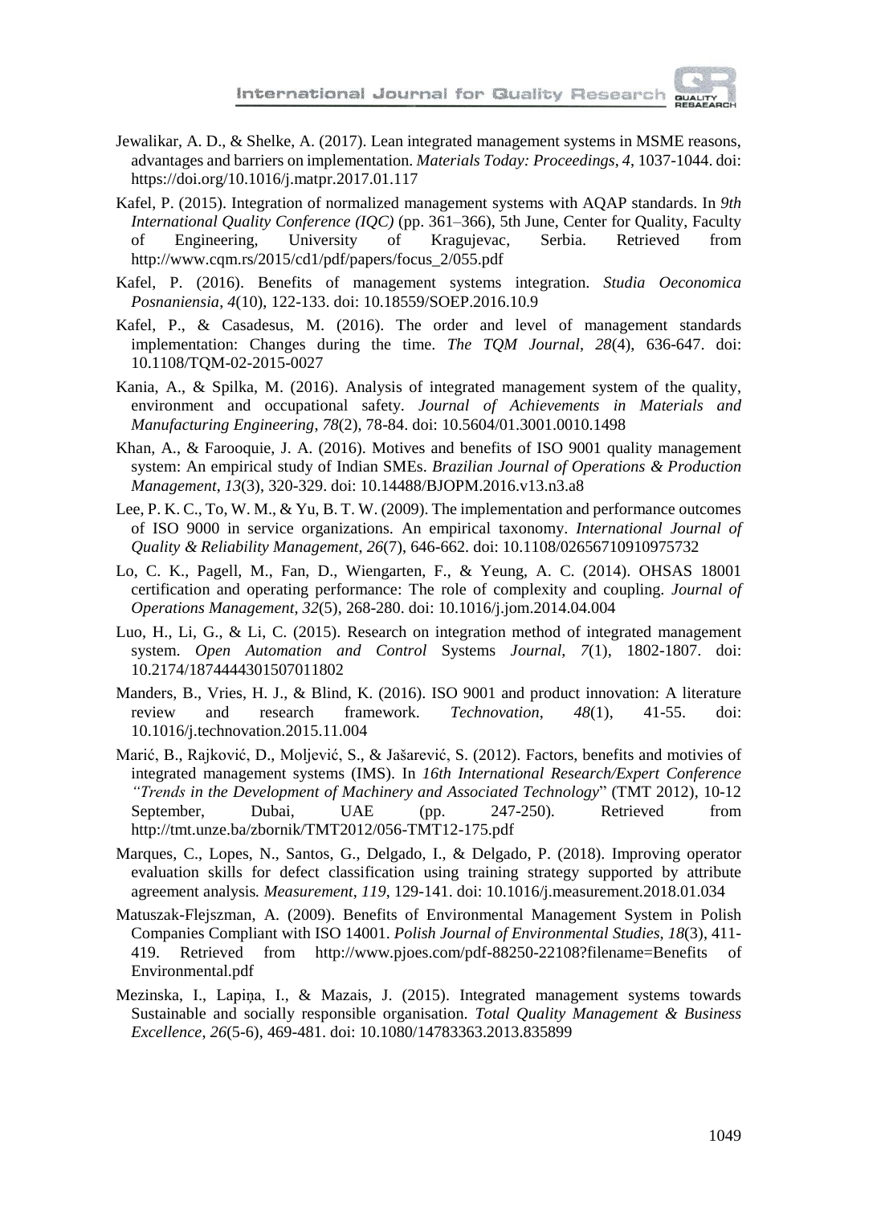Jewalikar, A. D., & Shelke, A. (2017). Lean integrated management systems in MSME reasons, advantages and barriers on implementation. *Materials Today: Proceedings*, *4*, 1037-1044. doi: https://doi.org/10.1016/j.matpr.2017.01.117

Kafel, P. (2015). Integration of normalized management systems with AQAP standards. In *9th International Quality Conference (IQC)* (pp. 361–366), 5th June, Center for Quality, Faculty of Engineering, University of Kragujevac, Serbia. Retrieved from http://www.cqm.rs/2015/cd1/pdf/papers/focus_2/055.pdf

Kafel, P. (2016). Benefits of management systems integration. *Studia Oeconomica Posnaniensia*, *4*(10), 122-133. doi: 10.18559/SOEP.2016.10.9

Kafel, P., & Casadesus, M. (2016). The order and level of management standards implementation: Changes during the time. *The TQM Journal*, *28*(4), 636-647. doi: 10.1108/TQM-02-2015-0027

Kania, A., & Spilka, M. (2016). Analysis of integrated management system of the quality, environment and occupational safety. *Journal of Achievements in Materials and Manufacturing Engineering*, *78*(2), 78-84. doi: 10.5604/01.3001.0010.1498

Khan, A., & Farooquie, J. A. (2016). Motives and benefits of ISO 9001 quality management system: An empirical study of Indian SMEs. *Brazilian Journal of Operations & Production Management*, *13*(3), 320-329. doi: 10.14488/BJOPM.2016.v13.n3.a8

Lee, P. K. C., To, W. M., & Yu, B. T. W. (2009). The implementation and performance outcomes of ISO 9000 in service organizations. An empirical taxonomy. *International Journal of Quality & Reliability Management*, *26*(7), 646-662. doi: 10.1108/02656710910975732

Lo, C. K., Pagell, M., Fan, D., Wiengarten, F., & Yeung, A. C. (2014). OHSAS 18001 certification and operating performance: The role of complexity and coupling. *Journal of Operations Management*, *32*(5), 268-280. doi: 10.1016/j.jom.2014.04.004

Luo, H., Li, G., & Li, C. (2015). Research on integration method of integrated management system. *Open Automation and Control* Systems *Journal*, *7*(1), 1802-1807. doi: 10.2174/1874444301507011802

Manders, B., Vries, H. J., & Blind, K. (2016). ISO 9001 and product innovation: A literature review and research framework. *Technovation*, *48*(1), 41-55. doi: 10.1016/j.technovation.2015.11.004

Marić, B., Rajković, D., Moljević, S., & Jašarević, S. (2012). Factors, benefits and motivies of integrated management systems (IMS). In *16th International Research/Expert Conference "Trends in the Development of Machinery and Associated Technology*" (TMT 2012), 10-12 September, Dubai, UAE (pp. 247-250). Retrieved from http://tmt.unze.ba/zbornik/TMT2012/056-TMT12-175.pdf

Marques, C., Lopes, N., Santos, G., Delgado, I., & Delgado, P. (2018). Improving operator evaluation skills for defect classification using training strategy supported by attribute agreement analysis. *Measurement*, *119*, 129-141. doi: 10.1016/j.measurement.2018.01.034

Matuszak-Flejszman, A. (2009). Benefits of Environmental Management System in Polish Companies Compliant with ISO 14001. *Polish Journal of Environmental Studies*, *18*(3), 411-419. Retrieved from http://www.pjoes.com/pdf-88250-22108?filename=Benefits of Environmental.pdf

Mezinska, I., Lapiņa, I., & Mazais, J. (2015). Integrated management systems towards Sustainable and socially responsible organisation. *Total Quality Management & Business Excellence*, *26*(5-6), 469-481. doi: 10.1080/14783363.2013.835899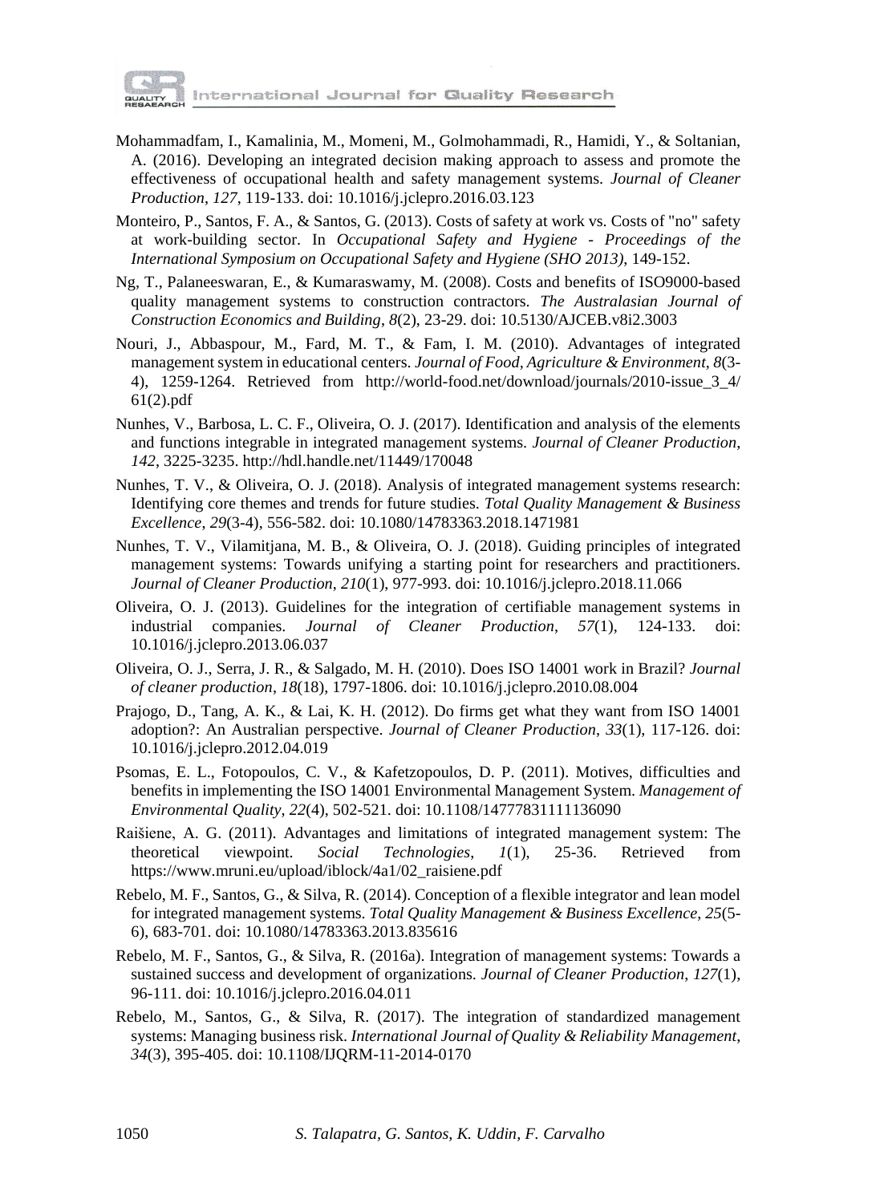Mohammadfam, I., Kamalinia, M., Momeni, M., Golmohammadi, R., Hamidi, Y., & Soltanian, A. (2016). Developing an integrated decision making approach to assess and promote the effectiveness of occupational health and safety management systems. *Journal of Cleaner Production*, *127*, 119-133. doi: 10.1016/j.jclepro.2016.03.123

Monteiro, P., Santos, F. A., & Santos, G. (2013). Costs of safety at work vs. Costs of "no" safety at work-building sector. In *Occupational Safety and Hygiene - Proceedings of the International Symposium on Occupational Safety and Hygiene (SHO 2013)*, 149-152.

Ng, T., Palaneeswaran, E., & Kumaraswamy, M. (2008). Costs and benefits of ISO9000-based quality management systems to construction contractors. *The Australasian Journal of Construction Economics and Building*, *8*(2), 23-29. doi: 10.5130/AJCEB.v8i2.3003

Nouri, J., Abbaspour, M., Fard, M. T., & Fam, I. M. (2010). Advantages of integrated management system in educational centers. *Journal of Food, Agriculture & Environment*, *8*(3-4), 1259-1264. Retrieved from http://world-food.net/download/journals/2010-issue_3_4/61(2).pdf

Nunhes, V., Barbosa, L. C. F., Oliveira, O. J. (2017). Identification and analysis of the elements and functions integrable in integrated management systems. *Journal of Cleaner Production*, *142*, 3225-3235. http://hdl.handle.net/11449/170048

Nunhes, T. V., & Oliveira, O. J. (2018). Analysis of integrated management systems research: Identifying core themes and trends for future studies. *Total Quality Management & Business Excellence*, *29*(3-4), 556-582. doi: 10.1080/14783363.2018.1471981

Nunhes, T. V., Vilamitjana, M. B., & Oliveira, O. J. (2018). Guiding principles of integrated management systems: Towards unifying a starting point for researchers and practitioners. *Journal of Cleaner Production*, *210*(1), 977-993. doi: 10.1016/j.jclepro.2018.11.066

Oliveira, O. J. (2013). Guidelines for the integration of certifiable management systems in industrial companies. *Journal of Cleaner Production*, *57*(1), 124-133. doi: 10.1016/j.jclepro.2013.06.037

Oliveira, O. J., Serra, J. R., & Salgado, M. H. (2010). Does ISO 14001 work in Brazil? *Journal of cleaner production*, *18*(18), 1797-1806. doi: 10.1016/j.jclepro.2010.08.004

Prajogo, D., Tang, A. K., & Lai, K. H. (2012). Do firms get what they want from ISO 14001 adoption?: An Australian perspective. *Journal of Cleaner Production*, *33*(1), 117-126. doi: 10.1016/j.jclepro.2012.04.019

Psomas, E. L., Fotopoulos, C. V., & Kafetzopoulos, D. P. (2011). Motives, difficulties and benefits in implementing the ISO 14001 Environmental Management System. *Management of Environmental Quality*, *22*(4), 502-521. doi: 10.1108/14777831111136090

Raišiene, A. G. (2011). Advantages and limitations of integrated management system: The theoretical viewpoint. *Social Technologies*, *1*(1), 25-36. Retrieved from https://www.mruni.eu/upload/iblock/4a1/02_raisiene.pdf

Rebelo, M. F., Santos, G., & Silva, R. (2014). Conception of a flexible integrator and lean model for integrated management systems. *Total Quality Management & Business Excellence*, *25*(5-6), 683-701. doi: 10.1080/14783363.2013.835616

Rebelo, M. F., Santos, G., & Silva, R. (2016a). Integration of management systems: Towards a sustained success and development of organizations. *Journal of Cleaner Production*, *127*(1), 96-111. doi: 10.1016/j.jclepro.2016.04.011

Rebelo, M., Santos, G., & Silva, R. (2017). The integration of standardized management systems: Managing business risk. *International Journal of Quality & Reliability Management*, *34*(3), 395-405. doi: 10.1108/IJQRM-11-2014-0170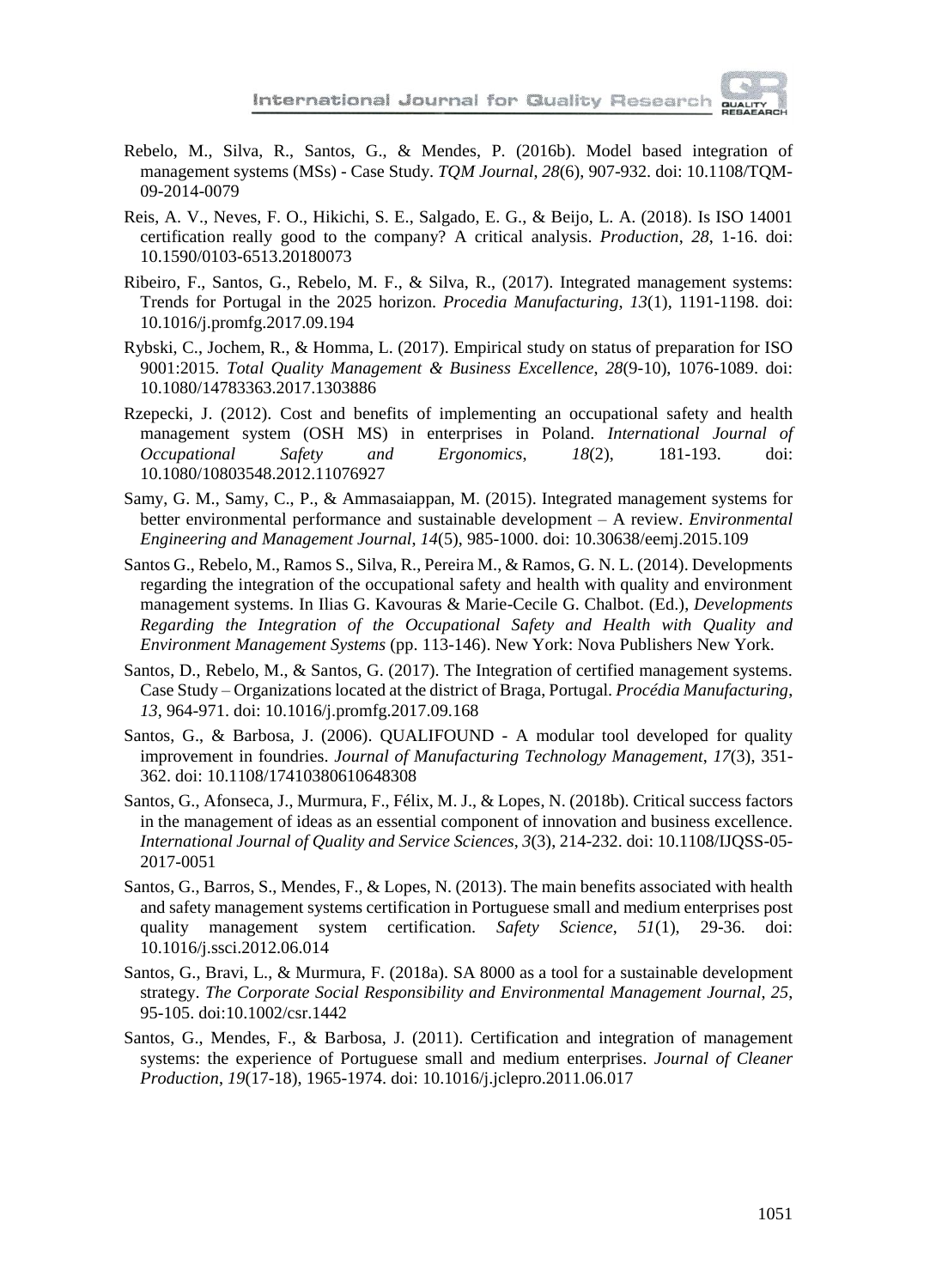Rebelo, M., Silva, R., Santos, G., & Mendes, P. (2016b). Model based integration of management systems (MSs) - Case Study. *TQM Journal*, *28*(6), 907-932. doi: 10.1108/TQM-09-2014-0079

Reis, A. V., Neves, F. O., Hikichi, S. E., Salgado, E. G., & Beijo, L. A. (2018). Is ISO 14001 certification really good to the company? A critical analysis. *Production*, *28*, 1-16. doi: 10.1590/0103-6513.20180073

Ribeiro, F., Santos, G., Rebelo, M. F., & Silva, R., (2017). Integrated management systems: Trends for Portugal in the 2025 horizon. *Procedia Manufacturing*, *13*(1), 1191-1198. doi: 10.1016/j.promfg.2017.09.194

Rybski, C., Jochem, R., & Homma, L. (2017). Empirical study on status of preparation for ISO 9001:2015. *Total Quality Management & Business Excellence*, *28*(9-10), 1076-1089. doi: 10.1080/14783363.2017.1303886

Rzepecki, J. (2012). Cost and benefits of implementing an occupational safety and health management system (OSH MS) in enterprises in Poland. *International Journal of Occupational Safety and Ergonomics*, *18*(2), 181-193. doi: 10.1080/10803548.2012.11076927

Samy, G. M., Samy, C., P., & Ammasaiappan, M. (2015). Integrated management systems for better environmental performance and sustainable development – A review. *Environmental Engineering and Management Journal*, *14*(5), 985-1000. doi: 10.30638/eemj.2015.109

Santos G., Rebelo, M., Ramos S., Silva, R., Pereira M., & Ramos, G. N. L. (2014). Developments regarding the integration of the occupational safety and health with quality and environment management systems. In Ilias G. Kavouras & Marie-Cecile G. Chalbot. (Ed.), *Developments Regarding the Integration of the Occupational Safety and Health with Quality and Environment Management Systems* (pp. 113-146). New York: Nova Publishers New York.

Santos, D., Rebelo, M., & Santos, G. (2017). The Integration of certified management systems. Case Study – Organizations located at the district of Braga, Portugal. *Procédia Manufacturing*, *13*, 964-971. doi: 10.1016/j.promfg.2017.09.168

Santos, G., & Barbosa, J. (2006). QUALIFOUND - A modular tool developed for quality improvement in foundries. *Journal of Manufacturing Technology Management*, *17*(3), 351-362. doi: 10.1108/17410380610648308

Santos, G., Afonseca, J., Murmura, F., Félix, M. J., & Lopes, N. (2018b). Critical success factors in the management of ideas as an essential component of innovation and business excellence. *International Journal of Quality and Service Sciences*, *3*(3), 214-232. doi: 10.1108/IJQSS-05-2017-0051

Santos, G., Barros, S., Mendes, F., & Lopes, N. (2013). The main benefits associated with health and safety management systems certification in Portuguese small and medium enterprises post quality management system certification. *Safety Science*, *51*(1), 29-36. doi: 10.1016/j.ssci.2012.06.014

Santos, G., Bravi, L., & Murmura, F. (2018a). SA 8000 as a tool for a sustainable development strategy. *The Corporate Social Responsibility and Environmental Management Journal*, *25*, 95-105. doi:10.1002/csr.1442

Santos, G., Mendes, F., & Barbosa, J. (2011). Certification and integration of management systems: the experience of Portuguese small and medium enterprises. *Journal of Cleaner Production*, *19*(17-18), 1965-1974. doi: 10.1016/j.jclepro.2011.06.017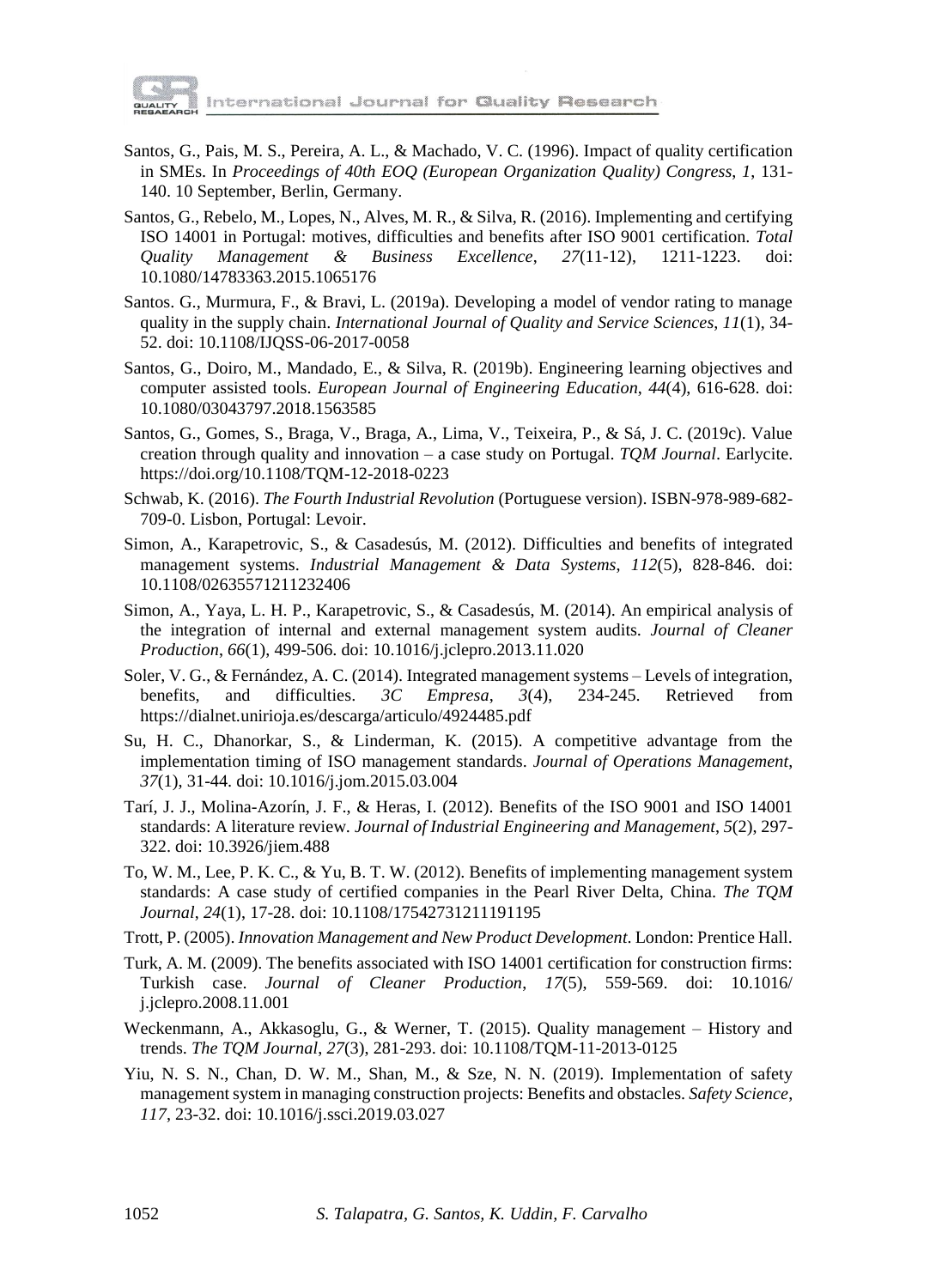Santos, G., Pais, M. S., Pereira, A. L., & Machado, V. C. (1996). Impact of quality certification in SMEs. In *Proceedings of 40th EOQ (European Organization Quality) Congress*, *1*, 131-140. 10 September, Berlin, Germany.

Santos, G., Rebelo, M., Lopes, N., Alves, M. R., & Silva, R. (2016). Implementing and certifying ISO 14001 in Portugal: motives, difficulties and benefits after ISO 9001 certification. *Total Quality Management & Business Excellence*, *27*(11-12), 1211-1223. doi: 10.1080/14783363.2015.1065176

Santos. G., Murmura, F., & Bravi, L. (2019a). Developing a model of vendor rating to manage quality in the supply chain. *International Journal of Quality and Service Sciences*, *11*(1), 34-52. doi: 10.1108/IJQSS-06-2017-0058

Santos, G., Doiro, M., Mandado, E., & Silva, R. (2019b). Engineering learning objectives and computer assisted tools. *European Journal of Engineering Education*, *44*(4), 616-628. doi: 10.1080/03043797.2018.1563585

Santos, G., Gomes, S., Braga, V., Braga, A., Lima, V., Teixeira, P., & Sá, J. C. (2019c). Value creation through quality and innovation – a case study on Portugal. *TQM Journal*. Earlycite. https://doi.org/10.1108/TQM-12-2018-0223

Schwab, K. (2016). *The Fourth Industrial Revolution* (Portuguese version). ISBN-978-989-682-709-0. Lisbon, Portugal: Levoir.

Simon, A., Karapetrovic, S., & Casadesús, M. (2012). Difficulties and benefits of integrated management systems. *Industrial Management & Data Systems*, *112*(5), 828-846. doi: 10.1108/02635571211232406

Simon, A., Yaya, L. H. P., Karapetrovic, S., & Casadesús, M. (2014). An empirical analysis of the integration of internal and external management system audits. *Journal of Cleaner Production*, *66*(1), 499-506. doi: 10.1016/j.jclepro.2013.11.020

Soler, V. G., & Fernández, A. C. (2014). Integrated management systems – Levels of integration, benefits, and difficulties. *3C Empresa*, *3*(4), 234-245. Retrieved from https://dialnet.unirioja.es/descarga/articulo/4924485.pdf

Su, H. C., Dhanorkar, S., & Linderman, K. (2015). A competitive advantage from the implementation timing of ISO management standards. *Journal of Operations Management*, *37*(1), 31-44. doi: 10.1016/j.jom.2015.03.004

Tarí, J. J., Molina-Azorín, J. F., & Heras, I. (2012). Benefits of the ISO 9001 and ISO 14001 standards: A literature review. *Journal of Industrial Engineering and Management*, *5*(2), 297-322. doi: 10.3926/jiem.488

To, W. M., Lee, P. K. C., & Yu, B. T. W. (2012). Benefits of implementing management system standards: A case study of certified companies in the Pearl River Delta, China. *The TQM Journal*, *24*(1), 17-28. doi: 10.1108/17542731211191195

Trott, P. (2005). *Innovation Management and New Product Development*. London: Prentice Hall.

Turk, A. M. (2009). The benefits associated with ISO 14001 certification for construction firms: Turkish case. *Journal of Cleaner Production*, *17*(5), 559-569. doi: 10.1016/j.jclepro.2008.11.001

Weckenmann, A., Akkasoglu, G., & Werner, T. (2015). Quality management – History and trends. *The TQM Journal*, *27*(3), 281-293. doi: 10.1108/TQM-11-2013-0125

Yiu, N. S. N., Chan, D. W. M., Shan, M., & Sze, N. N. (2019). Implementation of safety management system in managing construction projects: Benefits and obstacles. *Safety Science*, *117*, 23-32. doi: 10.1016/j.ssci.2019.03.027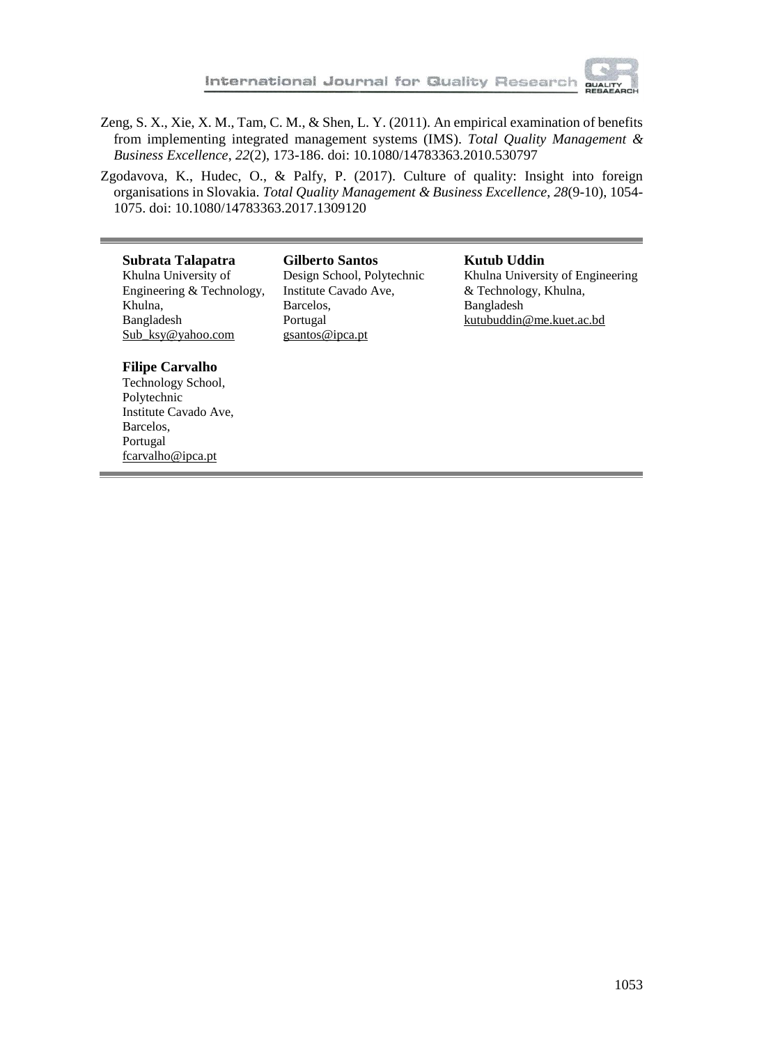Zeng, S. X., Xie, X. M., Tam, C. M., & Shen, L. Y. (2011). An empirical examination of benefits from implementing integrated management systems (IMS). *Total Quality Management & Business Excellence*, *22*(2), 173-186. doi: 10.1080/14783363.2010.530797

Zgodavova, K., Hudec, O., & Palfy, P. (2017). Culture of quality: Insight into foreign organisations in Slovakia. *Total Quality Management & Business Excellence*, *28*(9-10), 1054-1075. doi: 10.1080/14783363.2017.1309120

---

**Subrata Talapatra**
Khulna University of Engineering & Technology,
Khulna,
Bangladesh
Sub_ksy@yahoo.com

**Gilberto Santos**
Design School, Polytechnic Institute Cavado Ave,
Barcelos,
Portugal
gsantos@ipca.pt

**Kutub Uddin**
Khulna University of Engineering & Technology, Khulna,
Bangladesh
kutubuddin@me.kuet.ac.bd

**Filipe Carvalho**
Technology School,
Polytechnic
Institute Cavado Ave,
Barcelos,
Portugal
fcarvalho@ipca.pt